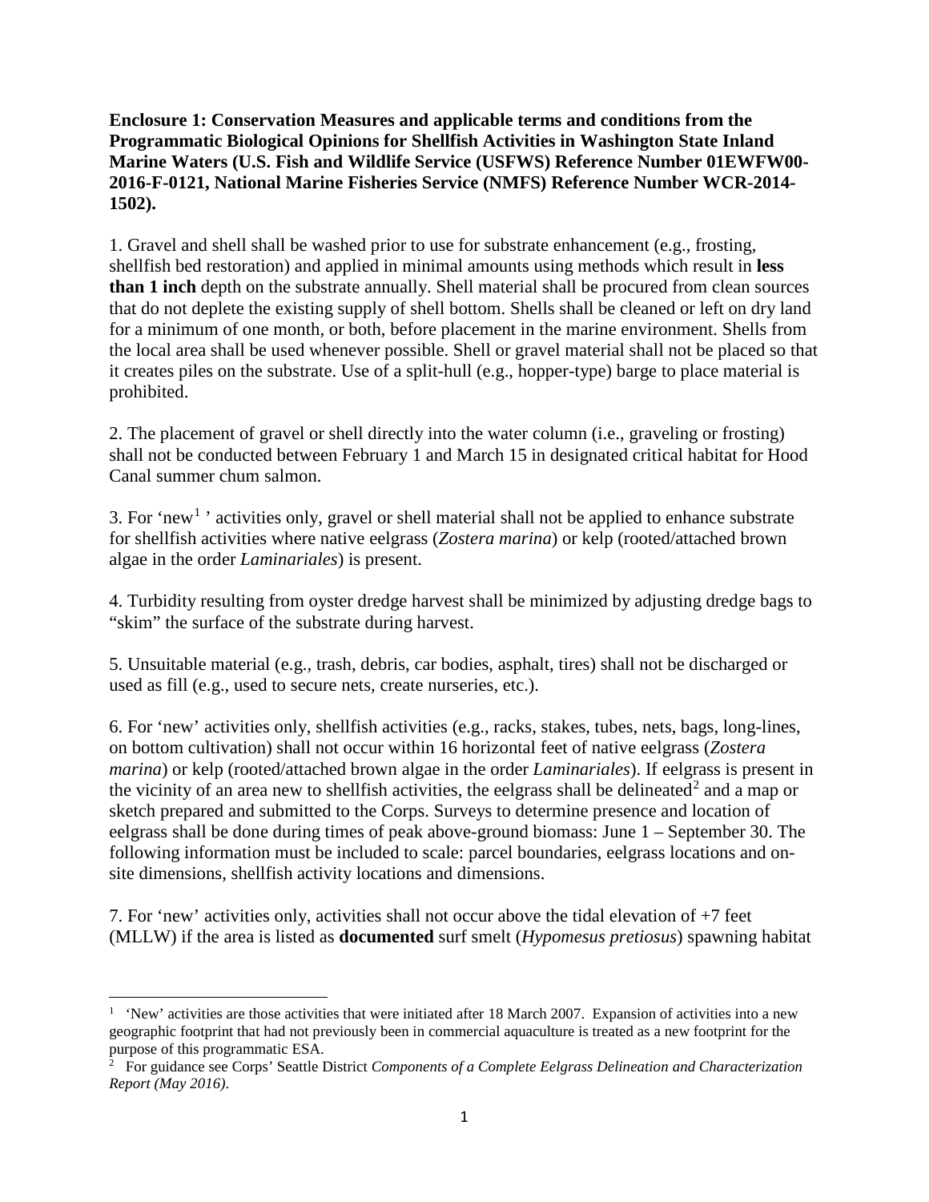**Enclosure 1: Conservation Measures and applicable terms and conditions from the Programmatic Biological Opinions for Shellfish Activities in Washington State Inland Marine Waters (U.S. Fish and Wildlife Service (USFWS) Reference Number 01EWFW00-2016-F-0121, National Marine Fisheries Service (NMFS) Reference Number WCR-2014-1502).**

1. Gravel and shell shall be washed prior to use for substrate enhancement (e.g., frosting, shellfish bed restoration) and applied in minimal amounts using methods which result in **less than 1 inch** depth on the substrate annually. Shell material shall be procured from clean sources that do not deplete the existing supply of shell bottom. Shells shall be cleaned or left on dry land for a minimum of one month, or both, before placement in the marine environment. Shells from the local area shall be used whenever possible. Shell or gravel material shall not be placed so that it creates piles on the substrate. Use of a split-hull (e.g., hopper-type) barge to place material is prohibited.

2. The placement of gravel or shell directly into the water column (i.e., graveling or frosting) shall not be conducted between February 1 and March 15 in designated critical habitat for Hood Canal summer chum salmon.

3. For 'new[1] ' activities only, gravel or shell material shall not be applied to enhance substrate for shellfish activities where native eelgrass (*Zostera marina*) or kelp (rooted/attached brown algae in the order *Laminariales*) is present.

4. Turbidity resulting from oyster dredge harvest shall be minimized by adjusting dredge bags to "skim" the surface of the substrate during harvest.

5. Unsuitable material (e.g., trash, debris, car bodies, asphalt, tires) shall not be discharged or used as fill (e.g., used to secure nets, create nurseries, etc.).

6. For 'new' activities only, shellfish activities (e.g., racks, stakes, tubes, nets, bags, long-lines, on bottom cultivation) shall not occur within 16 horizontal feet of native eelgrass (*Zostera marina*) or kelp (rooted/attached brown algae in the order *Laminariales*). If eelgrass is present in the vicinity of an area new to shellfish activities, the eelgrass shall be delineated[2] and a map or sketch prepared and submitted to the Corps. Surveys to determine presence and location of eelgrass shall be done during times of peak above-ground biomass: June 1 – September 30. The following information must be included to scale: parcel boundaries, eelgrass locations and on-site dimensions, shellfish activity locations and dimensions.

7. For 'new' activities only, activities shall not occur above the tidal elevation of +7 feet (MLLW) if the area is listed as **documented** surf smelt (*Hypomesus pretiosus*) spawning habitat

---

[1] 'New' activities are those activities that were initiated after 18 March 2007. Expansion of activities into a new geographic footprint that had not previously been in commercial aquaculture is treated as a new footprint for the purpose of this programmatic ESA.

[2] For guidance see Corps' Seattle District *Components of a Complete Eelgrass Delineation and Characterization Report (May 2016)*.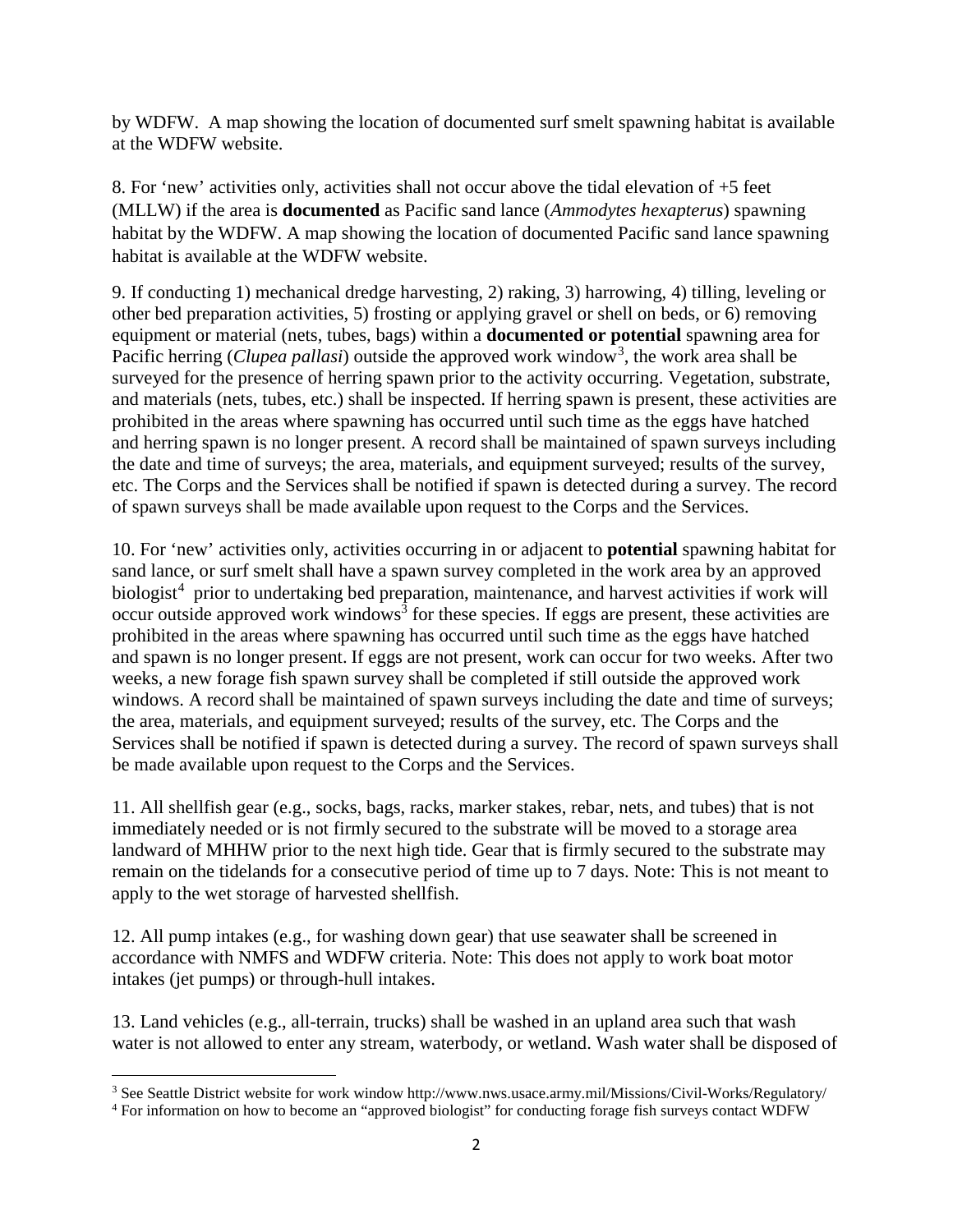by WDFW. A map showing the location of documented surf smelt spawning habitat is available at the WDFW website.

8. For 'new' activities only, activities shall not occur above the tidal elevation of +5 feet (MLLW) if the area is **documented** as Pacific sand lance (*Ammodytes hexapterus*) spawning habitat by the WDFW. A map showing the location of documented Pacific sand lance spawning habitat is available at the WDFW website.

9. If conducting 1) mechanical dredge harvesting, 2) raking, 3) harrowing, 4) tilling, leveling or other bed preparation activities, 5) frosting or applying gravel or shell on beds, or 6) removing equipment or material (nets, tubes, bags) within a **documented or potential** spawning area for Pacific herring (*Clupea pallasi*) outside the approved work window[3], the work area shall be surveyed for the presence of herring spawn prior to the activity occurring. Vegetation, substrate, and materials (nets, tubes, etc.) shall be inspected. If herring spawn is present, these activities are prohibited in the areas where spawning has occurred until such time as the eggs have hatched and herring spawn is no longer present. A record shall be maintained of spawn surveys including the date and time of surveys; the area, materials, and equipment surveyed; results of the survey, etc. The Corps and the Services shall be notified if spawn is detected during a survey. The record of spawn surveys shall be made available upon request to the Corps and the Services.

10. For 'new' activities only, activities occurring in or adjacent to **potential** spawning habitat for sand lance, or surf smelt shall have a spawn survey completed in the work area by an approved biologist[4] prior to undertaking bed preparation, maintenance, and harvest activities if work will occur outside approved work windows[3] for these species. If eggs are present, these activities are prohibited in the areas where spawning has occurred until such time as the eggs have hatched and spawn is no longer present. If eggs are not present, work can occur for two weeks. After two weeks, a new forage fish spawn survey shall be completed if still outside the approved work windows. A record shall be maintained of spawn surveys including the date and time of surveys; the area, materials, and equipment surveyed; results of the survey, etc. The Corps and the Services shall be notified if spawn is detected during a survey. The record of spawn surveys shall be made available upon request to the Corps and the Services.

11. All shellfish gear (e.g., socks, bags, racks, marker stakes, rebar, nets, and tubes) that is not immediately needed or is not firmly secured to the substrate will be moved to a storage area landward of MHHW prior to the next high tide. Gear that is firmly secured to the substrate may remain on the tidelands for a consecutive period of time up to 7 days. Note: This is not meant to apply to the wet storage of harvested shellfish.

12. All pump intakes (e.g., for washing down gear) that use seawater shall be screened in accordance with NMFS and WDFW criteria. Note: This does not apply to work boat motor intakes (jet pumps) or through-hull intakes.

13. Land vehicles (e.g., all-terrain, trucks) shall be washed in an upland area such that wash water is not allowed to enter any stream, waterbody, or wetland. Wash water shall be disposed of

[3] See Seattle District website for work window http://www.nws.usace.army.mil/Missions/Civil-Works/Regulatory/

[4] For information on how to become an "approved biologist" for conducting forage fish surveys contact WDFW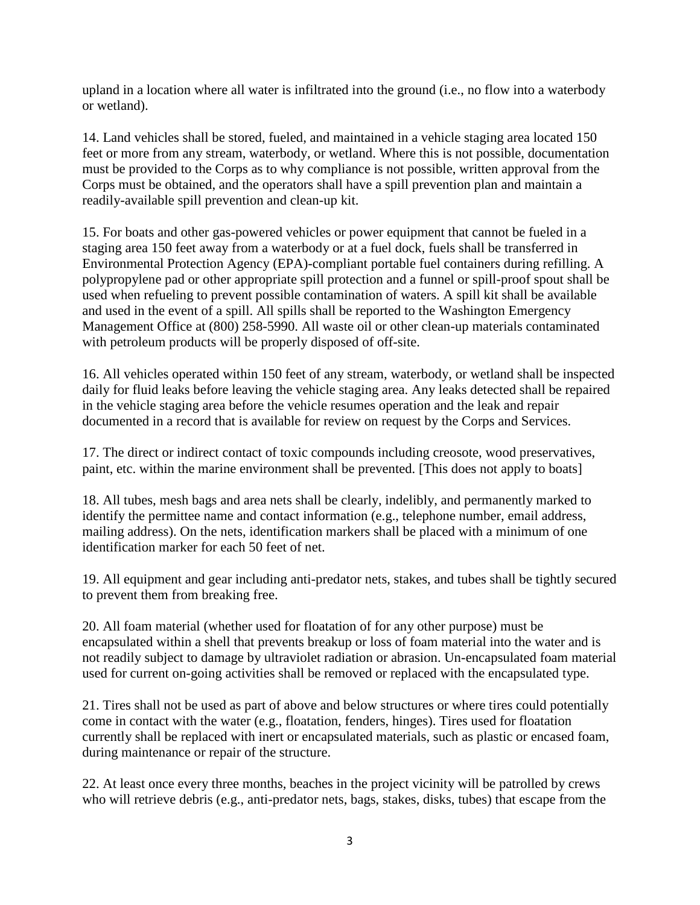upland in a location where all water is infiltrated into the ground (i.e., no flow into a waterbody or wetland).

14. Land vehicles shall be stored, fueled, and maintained in a vehicle staging area located 150 feet or more from any stream, waterbody, or wetland. Where this is not possible, documentation must be provided to the Corps as to why compliance is not possible, written approval from the Corps must be obtained, and the operators shall have a spill prevention plan and maintain a readily-available spill prevention and clean-up kit.

15. For boats and other gas-powered vehicles or power equipment that cannot be fueled in a staging area 150 feet away from a waterbody or at a fuel dock, fuels shall be transferred in Environmental Protection Agency (EPA)-compliant portable fuel containers during refilling. A polypropylene pad or other appropriate spill protection and a funnel or spill-proof spout shall be used when refueling to prevent possible contamination of waters. A spill kit shall be available and used in the event of a spill. All spills shall be reported to the Washington Emergency Management Office at (800) 258-5990. All waste oil or other clean-up materials contaminated with petroleum products will be properly disposed of off-site.

16. All vehicles operated within 150 feet of any stream, waterbody, or wetland shall be inspected daily for fluid leaks before leaving the vehicle staging area. Any leaks detected shall be repaired in the vehicle staging area before the vehicle resumes operation and the leak and repair documented in a record that is available for review on request by the Corps and Services.

17. The direct or indirect contact of toxic compounds including creosote, wood preservatives, paint, etc. within the marine environment shall be prevented. [This does not apply to boats]

18. All tubes, mesh bags and area nets shall be clearly, indelibly, and permanently marked to identify the permittee name and contact information (e.g., telephone number, email address, mailing address). On the nets, identification markers shall be placed with a minimum of one identification marker for each 50 feet of net.

19. All equipment and gear including anti-predator nets, stakes, and tubes shall be tightly secured to prevent them from breaking free.

20. All foam material (whether used for floatation of for any other purpose) must be encapsulated within a shell that prevents breakup or loss of foam material into the water and is not readily subject to damage by ultraviolet radiation or abrasion. Un-encapsulated foam material used for current on-going activities shall be removed or replaced with the encapsulated type.

21. Tires shall not be used as part of above and below structures or where tires could potentially come in contact with the water (e.g., floatation, fenders, hinges). Tires used for floatation currently shall be replaced with inert or encapsulated materials, such as plastic or encased foam, during maintenance or repair of the structure.

22. At least once every three months, beaches in the project vicinity will be patrolled by crews who will retrieve debris (e.g., anti-predator nets, bags, stakes, disks, tubes) that escape from the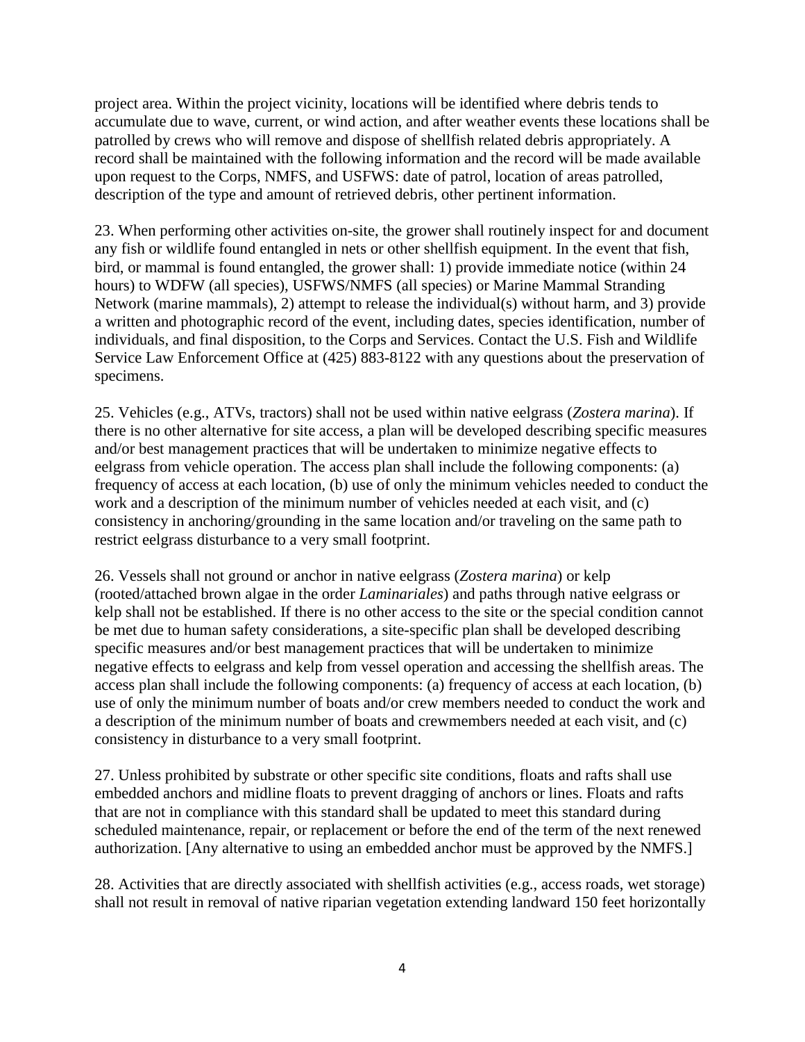project area. Within the project vicinity, locations will be identified where debris tends to accumulate due to wave, current, or wind action, and after weather events these locations shall be patrolled by crews who will remove and dispose of shellfish related debris appropriately. A record shall be maintained with the following information and the record will be made available upon request to the Corps, NMFS, and USFWS: date of patrol, location of areas patrolled, description of the type and amount of retrieved debris, other pertinent information.

23. When performing other activities on-site, the grower shall routinely inspect for and document any fish or wildlife found entangled in nets or other shellfish equipment. In the event that fish, bird, or mammal is found entangled, the grower shall: 1) provide immediate notice (within 24 hours) to WDFW (all species), USFWS/NMFS (all species) or Marine Mammal Stranding Network (marine mammals), 2) attempt to release the individual(s) without harm, and 3) provide a written and photographic record of the event, including dates, species identification, number of individuals, and final disposition, to the Corps and Services. Contact the U.S. Fish and Wildlife Service Law Enforcement Office at (425) 883-8122 with any questions about the preservation of specimens.

25. Vehicles (e.g., ATVs, tractors) shall not be used within native eelgrass (*Zostera marina*). If there is no other alternative for site access, a plan will be developed describing specific measures and/or best management practices that will be undertaken to minimize negative effects to eelgrass from vehicle operation. The access plan shall include the following components: (a) frequency of access at each location, (b) use of only the minimum vehicles needed to conduct the work and a description of the minimum number of vehicles needed at each visit, and (c) consistency in anchoring/grounding in the same location and/or traveling on the same path to restrict eelgrass disturbance to a very small footprint.

26. Vessels shall not ground or anchor in native eelgrass (*Zostera marina*) or kelp (rooted/attached brown algae in the order *Laminariales*) and paths through native eelgrass or kelp shall not be established. If there is no other access to the site or the special condition cannot be met due to human safety considerations, a site-specific plan shall be developed describing specific measures and/or best management practices that will be undertaken to minimize negative effects to eelgrass and kelp from vessel operation and accessing the shellfish areas. The access plan shall include the following components: (a) frequency of access at each location, (b) use of only the minimum number of boats and/or crew members needed to conduct the work and a description of the minimum number of boats and crewmembers needed at each visit, and (c) consistency in disturbance to a very small footprint.

27. Unless prohibited by substrate or other specific site conditions, floats and rafts shall use embedded anchors and midline floats to prevent dragging of anchors or lines. Floats and rafts that are not in compliance with this standard shall be updated to meet this standard during scheduled maintenance, repair, or replacement or before the end of the term of the next renewed authorization. [Any alternative to using an embedded anchor must be approved by the NMFS.]

28. Activities that are directly associated with shellfish activities (e.g., access roads, wet storage) shall not result in removal of native riparian vegetation extending landward 150 feet horizontally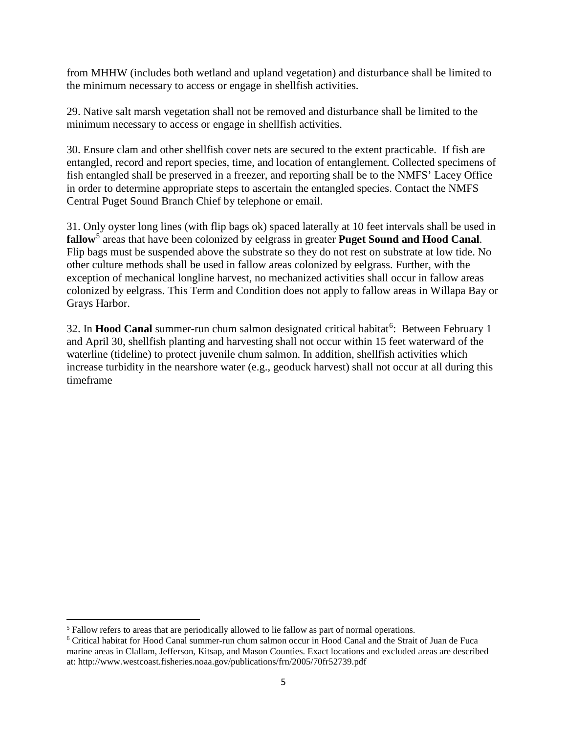from MHHW (includes both wetland and upland vegetation) and disturbance shall be limited to the minimum necessary to access or engage in shellfish activities.

29. Native salt marsh vegetation shall not be removed and disturbance shall be limited to the minimum necessary to access or engage in shellfish activities.

30. Ensure clam and other shellfish cover nets are secured to the extent practicable. If fish are entangled, record and report species, time, and location of entanglement. Collected specimens of fish entangled shall be preserved in a freezer, and reporting shall be to the NMFS' Lacey Office in order to determine appropriate steps to ascertain the entangled species. Contact the NMFS Central Puget Sound Branch Chief by telephone or email.

31. Only oyster long lines (with flip bags ok) spaced laterally at 10 feet intervals shall be used in **fallow**[5] areas that have been colonized by eelgrass in greater **Puget Sound and Hood Canal**. Flip bags must be suspended above the substrate so they do not rest on substrate at low tide. No other culture methods shall be used in fallow areas colonized by eelgrass. Further, with the exception of mechanical longline harvest, no mechanized activities shall occur in fallow areas colonized by eelgrass. This Term and Condition does not apply to fallow areas in Willapa Bay or Grays Harbor.

32. In **Hood Canal** summer-run chum salmon designated critical habitat[6]: Between February 1 and April 30, shellfish planting and harvesting shall not occur within 15 feet waterward of the waterline (tideline) to protect juvenile chum salmon. In addition, shellfish activities which increase turbidity in the nearshore water (e.g., geoduck harvest) shall not occur at all during this timeframe

---

[5] Fallow refers to areas that are periodically allowed to lie fallow as part of normal operations.

[6] Critical habitat for Hood Canal summer-run chum salmon occur in Hood Canal and the Strait of Juan de Fuca marine areas in Clallam, Jefferson, Kitsap, and Mason Counties. Exact locations and excluded areas are described at: http://www.westcoast.fisheries.noaa.gov/publications/frn/2005/70fr52739.pdf